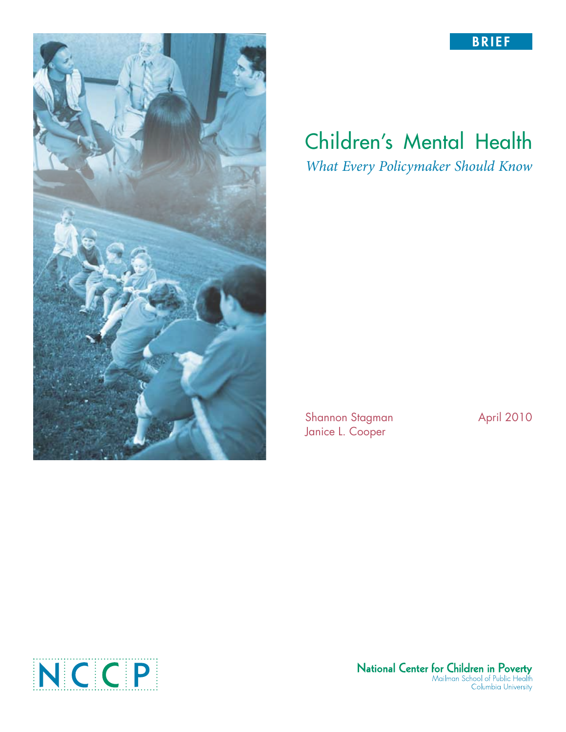BRIEF

# Children's Mental Health

*What Every Policymaker Should Know*

Shannon Stagman
Janice L. Cooper

April 2010

NCCP

National Center for Children in Poverty
Mailman School of Public Health
Columbia University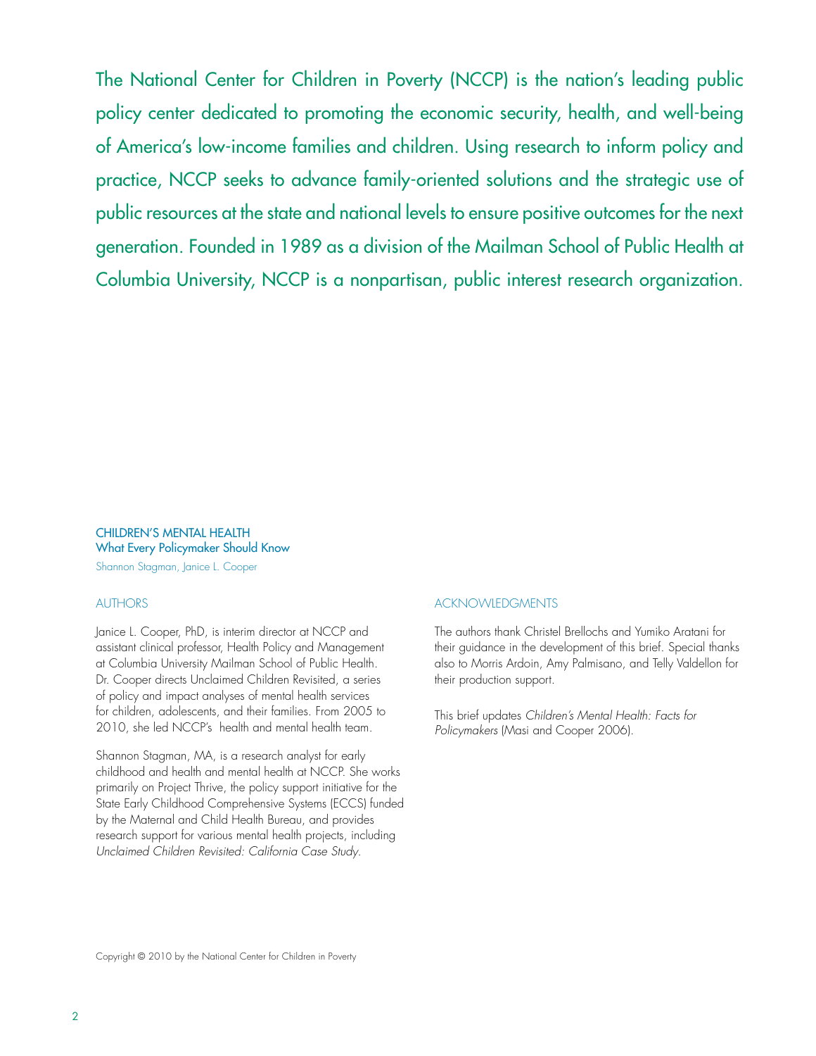The National Center for Children in Poverty (NCCP) is the nation's leading public policy center dedicated to promoting the economic security, health, and well-being of America's low-income families and children. Using research to inform policy and practice, NCCP seeks to advance family-oriented solutions and the strategic use of public resources at the state and national levels to ensure positive outcomes for the next generation. Founded in 1989 as a division of the Mailman School of Public Health at Columbia University, NCCP is a nonpartisan, public interest research organization.

**CHILDREN'S MENTAL HEALTH**
**What Every Policymaker Should Know**
Shannon Stagman, Janice L. Cooper

## AUTHORS

Janice L. Cooper, PhD, is interim director at NCCP and assistant clinical professor, Health Policy and Management at Columbia University Mailman School of Public Health. Dr. Cooper directs Unclaimed Children Revisited, a series of policy and impact analyses of mental health services for children, adolescents, and their families. From 2005 to 2010, she led NCCP's health and mental health team.

Shannon Stagman, MA, is a research analyst for early childhood and health and mental health at NCCP. She works primarily on Project Thrive, the policy support initiative for the State Early Childhood Comprehensive Systems (ECCS) funded by the Maternal and Child Health Bureau, and provides research support for various mental health projects, including *Unclaimed Children Revisited: California Case Study.*

## ACKNOWLEDGMENTS

The authors thank Christel Brellochs and Yumiko Aratani for their guidance in the development of this brief. Special thanks also to Morris Ardoin, Amy Palmisano, and Telly Valdellon for their production support.

This brief updates *Children's Mental Health: Facts for Policymakers* (Masi and Cooper 2006).

Copyright © 2010 by the National Center for Children in Poverty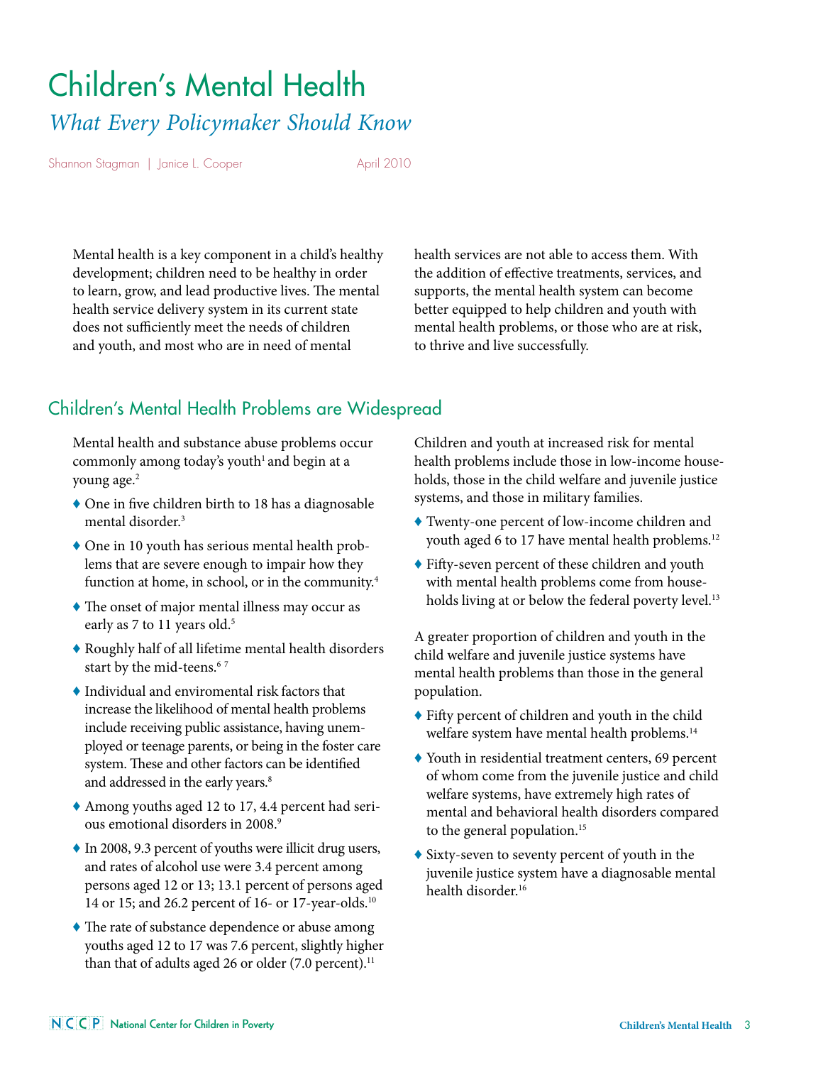# Children's Mental Health

*What Every Policymaker Should Know*

Shannon Stagman | Janice L. Cooper

April 2010

Mental health is a key component in a child's healthy development; children need to be healthy in order to learn, grow, and lead productive lives. The mental health service delivery system in its current state does not sufficiently meet the needs of children and youth, and most who are in need of mental health services are not able to access them. With the addition of effective treatments, services, and supports, the mental health system can become better equipped to help children and youth with mental health problems, or those who are at risk, to thrive and live successfully.

## Children's Mental Health Problems are Widespread

Mental health and substance abuse problems occur commonly among today's youth[1] and begin at a young age.[2]

- One in five children birth to 18 has a diagnosable mental disorder.[3]
- One in 10 youth has serious mental health problems that are severe enough to impair how they function at home, in school, or in the community.[4]
- The onset of major mental illness may occur as early as 7 to 11 years old.[5]
- Roughly half of all lifetime mental health disorders start by the mid-teens.[6 7]
- Individual and enviromental risk factors that increase the likelihood of mental health problems include receiving public assistance, having unemployed or teenage parents, or being in the foster care system. These and other factors can be identified and addressed in the early years.[8]
- Among youths aged 12 to 17, 4.4 percent had serious emotional disorders in 2008.[9]
- In 2008, 9.3 percent of youths were illicit drug users, and rates of alcohol use were 3.4 percent among persons aged 12 or 13; 13.1 percent of persons aged 14 or 15; and 26.2 percent of 16- or 17-year-olds.[10]
- The rate of substance dependence or abuse among youths aged 12 to 17 was 7.6 percent, slightly higher than that of adults aged 26 or older (7.0 percent).[11]

Children and youth at increased risk for mental health problems include those in low-income households, those in the child welfare and juvenile justice systems, and those in military families.

- Twenty-one percent of low-income children and youth aged 6 to 17 have mental health problems.[12]
- Fifty-seven percent of these children and youth with mental health problems come from households living at or below the federal poverty level.[13]

A greater proportion of children and youth in the child welfare and juvenile justice systems have mental health problems than those in the general population.

- Fifty percent of children and youth in the child welfare system have mental health problems.[14]
- Youth in residential treatment centers, 69 percent of whom come from the juvenile justice and child welfare systems, have extremely high rates of mental and behavioral health disorders compared to the general population.[15]
- Sixty-seven to seventy percent of youth in the juvenile justice system have a diagnosable mental health disorder.[16]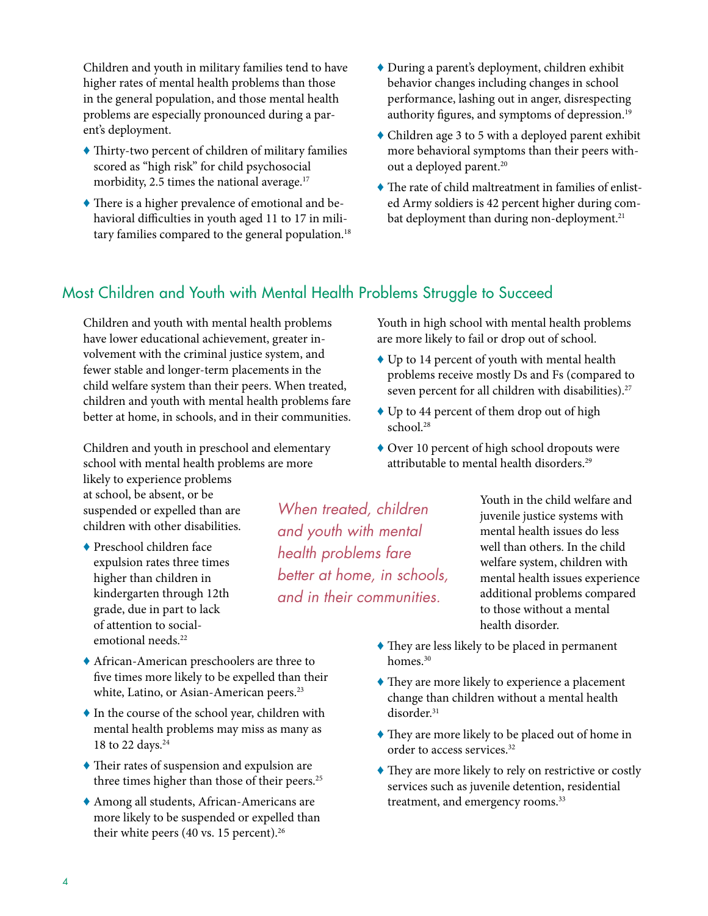Children and youth in military families tend to have higher rates of mental health problems than those in the general population, and those mental health problems are especially pronounced during a parent's deployment.

- Thirty-two percent of children of military families scored as "high risk" for child psychosocial morbidity, 2.5 times the national average.[17]
- There is a higher prevalence of emotional and behavioral difficulties in youth aged 11 to 17 in military families compared to the general population.[18]
- During a parent's deployment, children exhibit behavior changes including changes in school performance, lashing out in anger, disrespecting authority figures, and symptoms of depression.[19]
- Children age 3 to 5 with a deployed parent exhibit more behavioral symptoms than their peers without a deployed parent.[20]
- The rate of child maltreatment in families of enlisted Army soldiers is 42 percent higher during combat deployment than during non-deployment.[21]

## Most Children and Youth with Mental Health Problems Struggle to Succeed

Children and youth with mental health problems have lower educational achievement, greater involvement with the criminal justice system, and fewer stable and longer-term placements in the child welfare system than their peers. When treated, children and youth with mental health problems fare better at home, in schools, and in their communities.

Children and youth in preschool and elementary school with mental health problems are more likely to experience problems at school, be absent, or be suspended or expelled than are children with other disabilities.

- Preschool children face expulsion rates three times higher than children in kindergarten through 12th grade, due in part to lack of attention to social-emotional needs.[22]
- African-American preschoolers are three to five times more likely to be expelled than their white, Latino, or Asian-American peers.[23]
- In the course of the school year, children with mental health problems may miss as many as 18 to 22 days.[24]
- Their rates of suspension and expulsion are three times higher than those of their peers.[25]
- Among all students, African-Americans are more likely to be suspended or expelled than their white peers (40 vs. 15 percent).[26]

*When treated, children and youth with mental health problems fare better at home, in schools, and in their communities.*

Youth in high school with mental health problems are more likely to fail or drop out of school.

- Up to 14 percent of youth with mental health problems receive mostly Ds and Fs (compared to seven percent for all children with disabilities).[27]
- Up to 44 percent of them drop out of high school.[28]
- Over 10 percent of high school dropouts were attributable to mental health disorders.[29]

Youth in the child welfare and juvenile justice systems with mental health issues do less well than others. In the child welfare system, children with mental health issues experience additional problems compared to those without a mental health disorder.

- They are less likely to be placed in permanent homes.[30]
- They are more likely to experience a placement change than children without a mental health disorder.[31]
- They are more likely to be placed out of home in order to access services.[32]
- They are more likely to rely on restrictive or costly services such as juvenile detention, residential treatment, and emergency rooms.[33]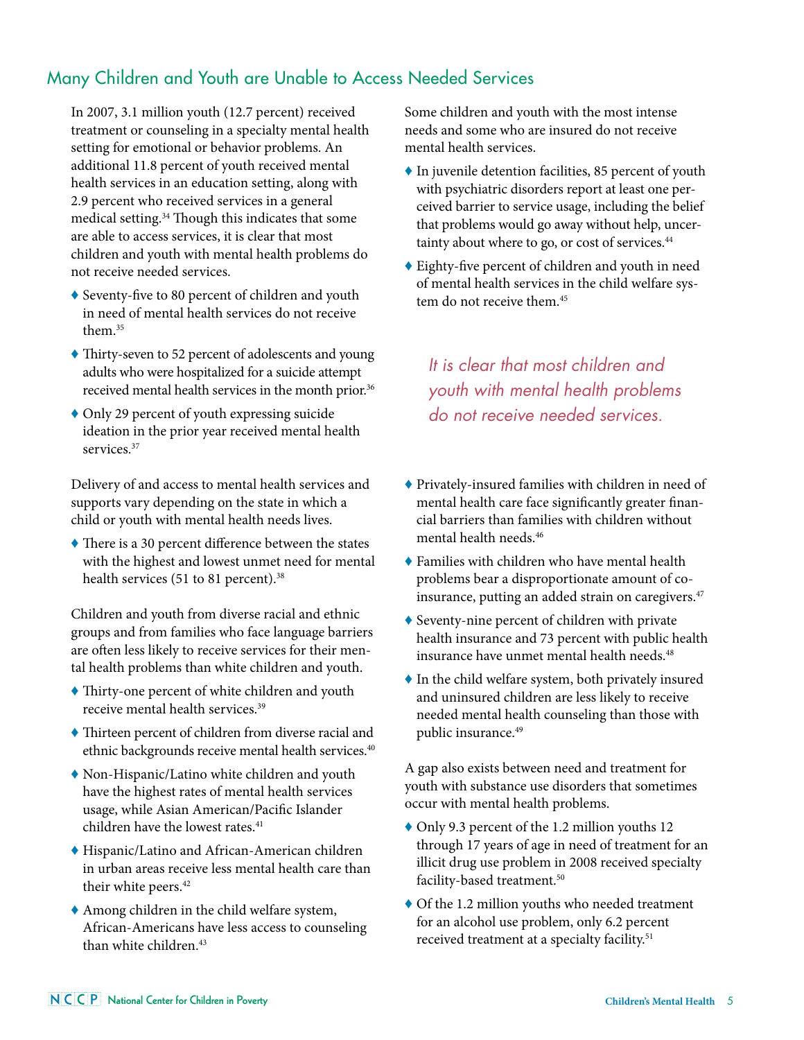## Many Children and Youth are Unable to Access Needed Services

In 2007, 3.1 million youth (12.7 percent) received treatment or counseling in a specialty mental health setting for emotional or behavior problems. An additional 11.8 percent of youth received mental health services in an education setting, along with 2.9 percent who received services in a general medical setting.[34] Though this indicates that some are able to access services, it is clear that most children and youth with mental health problems do not receive needed services.

- Seventy-five to 80 percent of children and youth in need of mental health services do not receive them.[35]
- Thirty-seven to 52 percent of adolescents and young adults who were hospitalized for a suicide attempt received mental health services in the month prior.[36]
- Only 29 percent of youth expressing suicide ideation in the prior year received mental health services.[37]

Delivery of and access to mental health services and supports vary depending on the state in which a child or youth with mental health needs lives.

- There is a 30 percent difference between the states with the highest and lowest unmet need for mental health services (51 to 81 percent).[38]

Children and youth from diverse racial and ethnic groups and from families who face language barriers are often less likely to receive services for their mental health problems than white children and youth.

- Thirty-one percent of white children and youth receive mental health services.[39]
- Thirteen percent of children from diverse racial and ethnic backgrounds receive mental health services.[40]
- Non-Hispanic/Latino white children and youth have the highest rates of mental health services usage, while Asian American/Pacific Islander children have the lowest rates.[41]
- Hispanic/Latino and African-American children in urban areas receive less mental health care than their white peers.[42]
- Among children in the child welfare system, African-Americans have less access to counseling than white children.[43]

Some children and youth with the most intense needs and some who are insured do not receive mental health services.

- In juvenile detention facilities, 85 percent of youth with psychiatric disorders report at least one perceived barrier to service usage, including the belief that problems would go away without help, uncertainty about where to go, or cost of services.[44]
- Eighty-five percent of children and youth in need of mental health services in the child welfare system do not receive them.[45]

*It is clear that most children and youth with mental health problems do not receive needed services.*

- Privately-insured families with children in need of mental health care face significantly greater financial barriers than families with children without mental health needs.[46]
- Families with children who have mental health problems bear a disproportionate amount of co-insurance, putting an added strain on caregivers.[47]
- Seventy-nine percent of children with private health insurance and 73 percent with public health insurance have unmet mental health needs.[48]
- In the child welfare system, both privately insured and uninsured children are less likely to receive needed mental health counseling than those with public insurance.[49]

A gap also exists between need and treatment for youth with substance use disorders that sometimes occur with mental health problems.

- Only 9.3 percent of the 1.2 million youths 12 through 17 years of age in need of treatment for an illicit drug use problem in 2008 received specialty facility-based treatment.[50]
- Of the 1.2 million youths who needed treatment for an alcohol use problem, only 6.2 percent received treatment at a specialty facility.[51]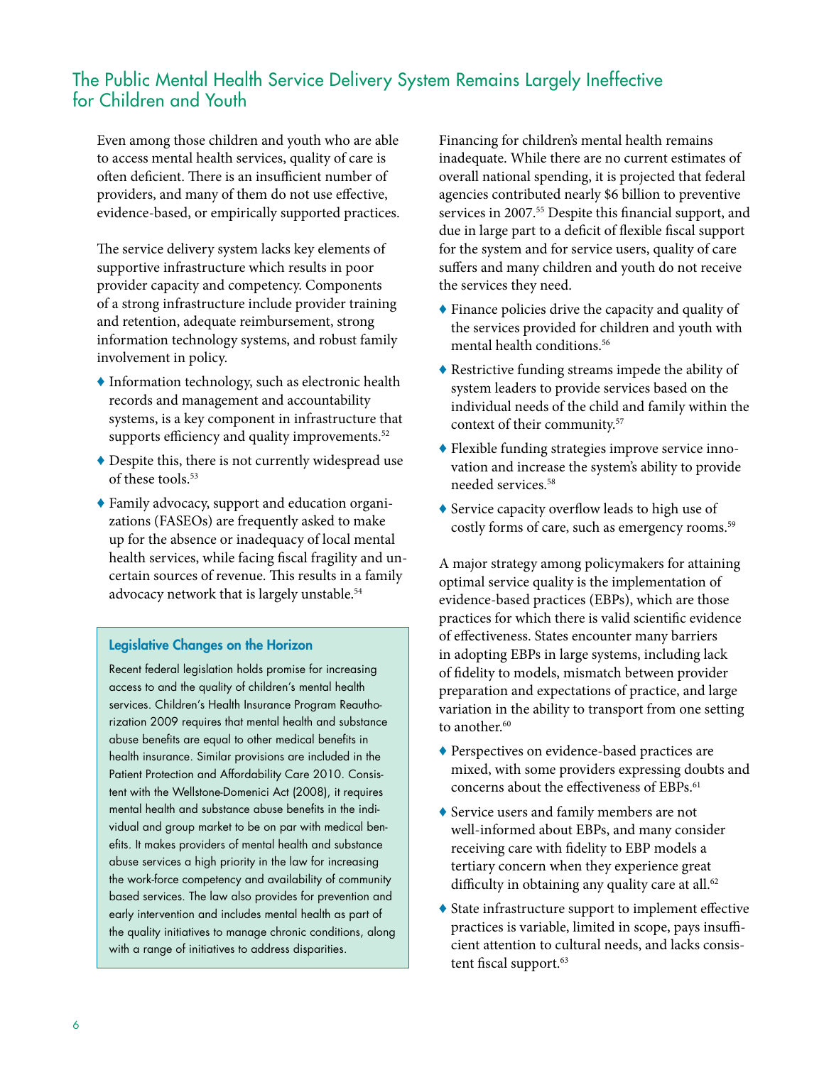## The Public Mental Health Service Delivery System Remains Largely Ineffective for Children and Youth

Even among those children and youth who are able to access mental health services, quality of care is often deficient. There is an insufficient number of providers, and many of them do not use effective, evidence-based, or empirically supported practices.

The service delivery system lacks key elements of supportive infrastructure which results in poor provider capacity and competency. Components of a strong infrastructure include provider training and retention, adequate reimbursement, strong information technology systems, and robust family involvement in policy.

- Information technology, such as electronic health records and management and accountability systems, is a key component in infrastructure that supports efficiency and quality improvements.[52]
- Despite this, there is not currently widespread use of these tools.[53]
- Family advocacy, support and education organizations (FASEOs) are frequently asked to make up for the absence or inadequacy of local mental health services, while facing fiscal fragility and uncertain sources of revenue. This results in a family advocacy network that is largely unstable.[54]

### Legislative Changes on the Horizon

Recent federal legislation holds promise for increasing access to and the quality of children's mental health services. Children's Health Insurance Program Reauthorization 2009 requires that mental health and substance abuse benefits are equal to other medical benefits in health insurance. Similar provisions are included in the Patient Protection and Affordability Care 2010. Consistent with the Wellstone-Domenici Act (2008), it requires mental health and substance abuse benefits in the individual and group market to be on par with medical benefits. It makes providers of mental health and substance abuse services a high priority in the law for increasing the work-force competency and availability of community based services. The law also provides for prevention and early intervention and includes mental health as part of the quality initiatives to manage chronic conditions, along with a range of initiatives to address disparities.

Financing for children's mental health remains inadequate. While there are no current estimates of overall national spending, it is projected that federal agencies contributed nearly $6 billion to preventive services in 2007.[55] Despite this financial support, and due in large part to a deficit of flexible fiscal support for the system and for service users, quality of care suffers and many children and youth do not receive the services they need.

- Finance policies drive the capacity and quality of the services provided for children and youth with mental health conditions.[56]
- Restrictive funding streams impede the ability of system leaders to provide services based on the individual needs of the child and family within the context of their community.[57]
- Flexible funding strategies improve service innovation and increase the system's ability to provide needed services.[58]
- Service capacity overflow leads to high use of costly forms of care, such as emergency rooms.[59]

A major strategy among policymakers for attaining optimal service quality is the implementation of evidence-based practices (EBPs), which are those practices for which there is valid scientific evidence of effectiveness. States encounter many barriers in adopting EBPs in large systems, including lack of fidelity to models, mismatch between provider preparation and expectations of practice, and large variation in the ability to transport from one setting to another.[60]

- Perspectives on evidence-based practices are mixed, with some providers expressing doubts and concerns about the effectiveness of EBPs.[61]
- Service users and family members are not well-informed about EBPs, and many consider receiving care with fidelity to EBP models a tertiary concern when they experience great difficulty in obtaining any quality care at all.[62]
- State infrastructure support to implement effective practices is variable, limited in scope, pays insufficient attention to cultural needs, and lacks consistent fiscal support.[63]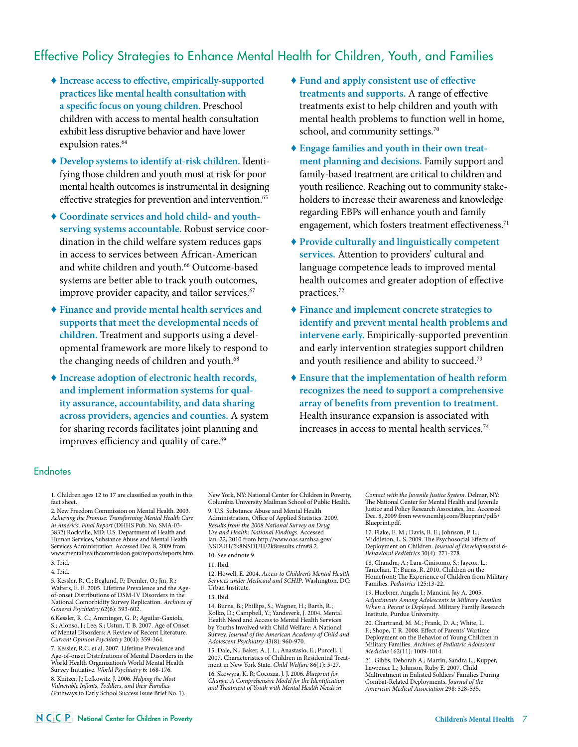## Effective Policy Strategies to Enhance Mental Health for Children, Youth, and Families

- **Increase access to effective, empirically-supported practices like mental health consultation with a specific focus on young children.** Preschool children with access to mental health consultation exhibit less disruptive behavior and have lower expulsion rates.[64]
- **Develop systems to identify at-risk children.** Identifying those children and youth most at risk for poor mental health outcomes is instrumental in designing effective strategies for prevention and intervention.[65]
- **Coordinate services and hold child- and youth-serving systems accountable.** Robust service coordination in the child welfare system reduces gaps in access to services between African-American and white children and youth.[66] Outcome-based systems are better able to track youth outcomes, improve provider capacity, and tailor services.[67]
- **Finance and provide mental health services and supports that meet the developmental needs of children.** Treatment and supports using a developmental framework are more likely to respond to the changing needs of children and youth.[68]
- **Increase adoption of electronic health records, and implement information systems for quality assurance, accountability, and data sharing across providers, agencies and counties.** A system for sharing records facilitates joint planning and improves efficiency and quality of care.[69]
- **Fund and apply consistent use of effective treatments and supports.** A range of effective treatments exist to help children and youth with mental health problems to function well in home, school, and community settings.[70]
- **Engage families and youth in their own treatment planning and decisions.** Family support and family-based treatment are critical to children and youth resilience. Reaching out to community stakeholders to increase their awareness and knowledge regarding EBPs will enhance youth and family engagement, which fosters treatment effectiveness.[71]
- **Provide culturally and linguistically competent services.** Attention to providers' cultural and language competence leads to improved mental health outcomes and greater adoption of effective practices.[72]
- **Finance and implement concrete strategies to identify and prevent mental health problems and intervene early.** Empirically-supported prevention and early intervention strategies support children and youth resilience and ability to succeed.[73]
- **Ensure that the implementation of health reform recognizes the need to support a comprehensive array of benefits from prevention to treatment.** Health insurance expansion is associated with increases in access to mental health services.[74]

## Endnotes

1. Children ages 12 to 17 are classified as youth in this fact sheet.
2. New Freedom Commission on Mental Health. 2003. *Achieving the Promise: Transforming Mental Health Care in America. Final Report* (DHHS Pub. No. SMA-03-3832) Rockville, MD: U.S. Department of Health and Human Services, Substance Abuse and Mental Health Services Administration. Accessed Dec. 8, 2009 from www.mentalhealthcommission.gov/reports/reports.htm.
3. Ibid.
4. Ibid.
5. Kessler, R. C.; Beglund, P.; Demler, O.; Jin, R.; Walters, E. E. 2005. Lifetime Prevalence and the Age-of-onset Distributions of DSM-IV Disorders in the National Comorbidity Survey Replication. *Archives of General Psychiatry* 62(6): 593-602.
6. Kessler, R. C.; Amminger, G. P.; Aguilar-Gaxiola, S.; Alonso, J.; Lee, S.; Ustun, T. B. 2007. Age of Onset of Mental Disorders: A Review of Recent Literature. *Current Opinion Psychiatry* 20(4): 359-364.
7. Kessler, R.C. et al. 2007. Lifetime Prevalence and Age-of-onset Distributions of Mental Disorders in the World Health Organization's World Mental Health Survey Initiative. *World Psychiatry* 6: 168-176.
8. Knitzer, J.; Lefkowitz, J. 2006. *Helping the Most Vulnerable Infants, Toddlers, and their Families* (Pathways to Early School Success Issue Brief No. 1). New York, NY: National Center for Children in Poverty, Columbia University Mailman School of Public Health.
9. U.S. Substance Abuse and Mental Health Administration, Office of Applied Statistics. 2009. *Results from the 2008 National Survey on Drug Use and Health: National Findings.* Accessed Jan. 22, 2010 from http://www.oas.samhsa.gov/NSDUH/2k8NSDUH/2k8results.cfm#8.2.
10. See endnote 9.
11. Ibid.
12. Howell, E. 2004. *Access to Children's Mental Health Services under Medicaid and SCHIP*. Washington, DC: Urban Institute.
13. Ibid.
14. Burns, B.; Phillips, S.; Wagner, H.; Barth, R.; Kolko, D.; Campbell, Y.; Yandsverk, J. 2004. Mental Health Need and Access to Mental Health Services by Youths Involved with Child Welfare: A National Survey. *Journal of the American Academy of Child and Adolescent Psychiatry* 43(8): 960-970.
15. Dale, N.; Baker, A. J. L.; Anastasio, E.; Purcell, J. 2007. Characteristics of Children in Residential Treatment in New York State. *Child Welfare* 86(1): 5-27.
16. Skowyra, K. R; Cocozza, J. J. 2006. *Blueprint for Change: A Comprehensive Model for the Identification and Treatment of Youth with Mental Health Needs in Contact with the Juvenile Justice System*. Delmar, NY: The National Center for Mental Health and Juvenile Justice and Policy Research Associates, Inc. Accessed Dec. 8, 2009 from www.ncmhjj.com/Blueprint/pdfs/Blueprint.pdf.
17. Flake, E. M.; Davis, B. E.; Johnson, P. L.; Middleton, L. S. 2009. The Psychosocial Effects of Deployment on Children. *Journal of Developmental & Behavioral Pediatrics* 30(4): 271-278.
18. Chandra, A.; Lara-Cinisomo, S.; Jaycox, L.; Tanielian, T.; Burns, R. 2010. Children on the Homefront: The Experience of Children from Military Families. *Pediatrics* 125:13-22.
19. Huebner, Angela J.; Mancini, Jay A. 2005. *Adjustments Among Adolescents in Military Families When a Parent is Deployed*. Military Family Research Institute, Purdue University.
20. Chartrand, M. M.; Frank, D. A.; White, L. F.; Shope, T. R. 2008. Effect of Parents' Wartime Deployment on the Behavior of Young Children in Military Families. *Archives of Pediatric Adolescent Medicine* 162(11): 1009-1014.
21. Gibbs, Deborah A.; Martin, Sandra L.; Kupper, Lawrence L.; Johnson, Ruby E. 2007. Child Maltreatment in Enlisted Soldiers' Families During Combat-Related Deployments. *Journal of the American Medical Association* 298: 528-535.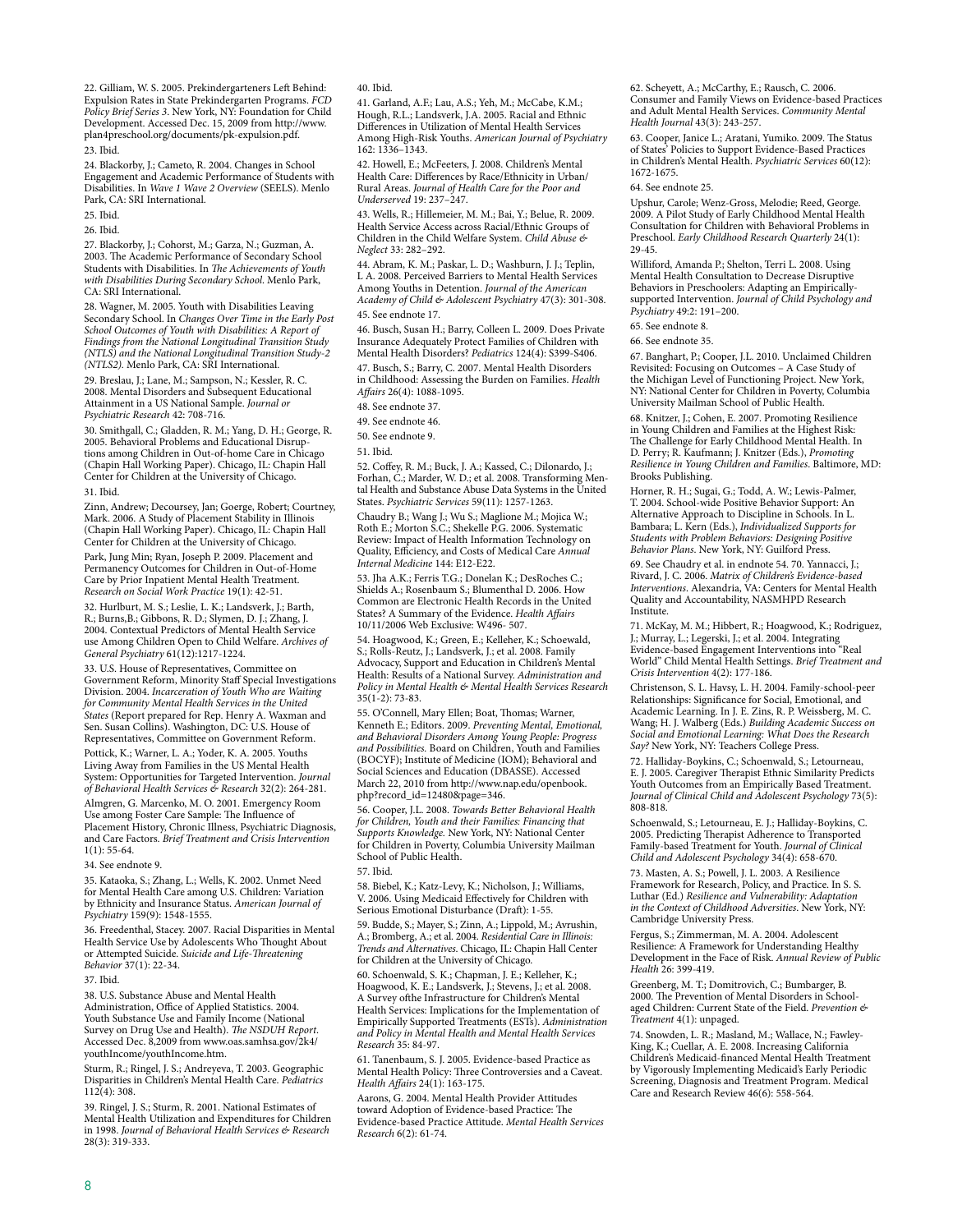22. Gilliam, W. S. 2005. Prekindergarteners Left Behind: Expulsion Rates in State Prekindergarten Programs. *FCD Policy Brief Series 3*. New York, NY: Foundation for Child Development. Accessed Dec. 15, 2009 from http://www.plan4preschool.org/documents/pk-expulsion.pdf.

23. Ibid.

24. Blackorby, J.; Cameto, R. 2004. Changes in School Engagement and Academic Performance of Students with Disabilities. In *Wave 1 Wave 2 Overview* (SEELS). Menlo Park, CA: SRI International.

25. Ibid.

26. Ibid.

27. Blackorby, J.; Cohorst, M.; Garza, N.; Guzman, A. 2003. The Academic Performance of Secondary School Students with Disabilities. In *The Achievements of Youth with Disabilities During Secondary School*. Menlo Park, CA: SRI International.

28. Wagner, M. 2005. Youth with Disabilities Leaving Secondary School. In *Changes Over Time in the Early Post School Outcomes of Youth with Disabilities: A Report of Findings from the National Longitudinal Transition Study (NTLS) and the National Longitudinal Transition Study-2 (NTLS2).* Menlo Park, CA: SRI International.

29. Breslau, J.; Lane, M.; Sampson, N.; Kessler, R. C. 2008. Mental Disorders and Subsequent Educational Attainment in a US National Sample. *Journal or Psychiatric Research* 42: 708-716.

30. Smithgall, C.; Gladden, R. M.; Yang, D. H.; George, R. 2005. Behavioral Problems and Educational Disruptions among Children in Out-of-home Care in Chicago (Chapin Hall Working Paper). Chicago, IL: Chapin Hall Center for Children at the University of Chicago.

31. Ibid.

Zinn, Andrew; Decoursey, Jan; Goerge, Robert; Courtney, Mark. 2006. A Study of Placement Stability in Illinois (Chapin Hall Working Paper). Chicago, IL: Chapin Hall Center for Children at the University of Chicago.

Park, Jung Min; Ryan, Joseph P. 2009. Placement and Permanency Outcomes for Children in Out-of-Home Care by Prior Inpatient Mental Health Treatment. *Research on Social Work Practice* 19(1): 42-51.

32. Hurlburt, M. S.; Leslie, L. K.; Landsverk, J.; Barth, R.; Burns,B.; Gibbons, R. D.; Slymen, D. J.; Zhang, J. 2004. Contextual Predictors of Mental Health Service use Among Children Open to Child Welfare. *Archives of General Psychiatry* 61(12):1217-1224.

33. U.S. House of Representatives, Committee on Government Reform, Minority Staff Special Investigations Division. 2004. *Incarceration of Youth Who are Waiting for Community Mental Health Services in the United States* (Report prepared for Rep. Henry A. Waxman and Sen. Susan Collins). Washington, DC: U.S. House of Representatives, Committee on Government Reform.

Pottick, K.; Warner, L. A.; Yoder, K. A. 2005. Youths Living Away from Families in the US Mental Health System: Opportunities for Targeted Intervention. *Journal of Behavioral Health Services & Research* 32(2): 264-281.

Almgren, G. Marcenko, M. O. 2001. Emergency Room Use among Foster Care Sample: The Influence of Placement History, Chronic Illness, Psychiatric Diagnosis, and Care Factors. *Brief Treatment and Crisis Intervention* 1(1): 55-64.

34. See endnote 9.

35. Kataoka, S.; Zhang, L.; Wells, K. 2002. Unmet Need for Mental Health Care among U.S. Children: Variation by Ethnicity and Insurance Status. *American Journal of Psychiatry* 159(9): 1548-1555.

36. Freedenthal, Stacey. 2007. Racial Disparities in Mental Health Service Use by Adolescents Who Thought About or Attempted Suicide. *Suicide and Life-Threatening Behavior* 37(1): 22-34.

37. Ibid.

38. U.S. Substance Abuse and Mental Health Administration, Office of Applied Statistics. 2004. Youth Substance Use and Family Income (National Survey on Drug Use and Health). *The NSDUH Report*. Accessed Dec. 8,2009 from www.oas.samhsa.gov/2k4/youthIncome/youthIncome.htm.

Sturm, R.; Ringel, J. S.; Andreyeva, T. 2003. Geographic Disparities in Children's Mental Health Care. *Pediatrics* 112(4): 308.

39. Ringel, J. S.; Sturm, R. 2001. National Estimates of Mental Health Utilization and Expenditures for Children in 1998. *Journal of Behavioral Health Services & Research* 28(3): 319-333.

40. Ibid.

41. Garland, A.F.; Lau, A.S.; Yeh, M.; McCabe, K.M.; Hough, R.L.; Landsverk, J.A. 2005. Racial and Ethnic Differences in Utilization of Mental Health Services Among High-Risk Youths. *American Journal of Psychiatry* 162: 1336–1343.

42. Howell, E.; McFeeters, J. 2008. Children's Mental Health Care: Differences by Race/Ethnicity in Urban/Rural Areas. *Journal of Health Care for the Poor and Underserved* 19: 237–247.

43. Wells, R.; Hillemeier, M. M.; Bai, Y.; Belue, R. 2009. Health Service Access across Racial/Ethnic Groups of Children in the Child Welfare System. *Child Abuse & Neglect* 33: 282–292.

44. Abram, K. M.; Paskar, L. D.; Washburn, J. J.; Teplin, L A. 2008. Perceived Barriers to Mental Health Services Among Youths in Detention. *Journal of the American Academy of Child & Adolescent Psychiatry* 47(3): 301-308.

45. See endnote 17.

46. Busch, Susan H.; Barry, Colleen L. 2009. Does Private Insurance Adequately Protect Families of Children with Mental Health Disorders? *Pediatrics* 124(4): S399-S406.

47. Busch, S.; Barry, C. 2007. Mental Health Disorders in Childhood: Assessing the Burden on Families. *Health Affairs* 26(4): 1088-1095.

48. See endnote 37.

49. See endnote 46.

50. See endnote 9.

51. Ibid.

52. Coffey, R. M.; Buck, J. A.; Kassed, C.; Dilonardo, J.; Forhan, C.; Marder, W. D.; et al. 2008. Transforming Mental Health and Substance Abuse Data Systems in the United States. *Psychiatric Services* 59(11): 1257-1263.

Chaudry B.; Wang J.; Wu S.; Maglione M.; Mojica W.; Roth E.; Morton S.C.; Shekelle P.G. 2006. Systematic Review: Impact of Health Information Technology on Quality, Efficiency, and Costs of Medical Care *Annual Internal Medicine* 144: E12-E22.

53. Jha A.K.; Ferris T.G.; Donelan K.; DesRoches C.; Shields A.; Rosenbaum S.; Blumenthal D. 2006. How Common are Electronic Health Records in the United States? A Summary of the Evidence. *Health Affairs* 10/11/2006 Web Exclusive: W496- 507.

54. Hoagwood, K.; Green, E.; Kelleher, K.; Schoewald, S.; Rolls-Reutz, J.; Landsverk, J.; et al. 2008. Family Advocacy, Support and Education in Children's Mental Health: Results of a National Survey. *Administration and Policy in Mental Health & Mental Health Services Research* 35(1-2): 73-83.

55. O'Connell, Mary Ellen; Boat, Thomas; Warner, Kenneth E.; Editors. 2009. *Preventing Mental, Emotional, and Behavioral Disorders Among Young People: Progress and Possibilities.* Board on Children, Youth and Families (BOCYF); Institute of Medicine (IOM); Behavioral and Social Sciences and Education (DBASSE). Accessed March 22, 2010 from http://www.nap.edu/openbook.php?record_id=12480&page=346.

56. Cooper, J.L. 2008. *Towards Better Behavioral Health for Children, Youth and their Families: Financing that Supports Knowledge.* New York, NY: National Center for Children in Poverty, Columbia University Mailman School of Public Health.

57. Ibid.

58. Biebel, K.; Katz-Levy, K.; Nicholson, J.; Williams, V. 2006. Using Medicaid Effectively for Children with Serious Emotional Disturbance (Draft): 1-55.

59. Budde, S.; Mayer, S.; Zinn, A.; Lippold, M.; Avrushin, A.; Bromberg, A.; et al. 2004. *Residential Care in Illinois: Trends and Alternatives.* Chicago, IL: Chapin Hall Center for Children at the University of Chicago.

60. Schoenwald, S. K.; Chapman, J. E.; Kelleher, K.; Hoagwood, K. E.; Landsverk, J.; Stevens, J.; et al. 2008. A Survey ofthe Infrastructure for Children's Mental Health Services: Implications for the Implementation of Empirically Supported Treatments (ESTs). *Administration and Policy in Mental Health and Mental Health Services Research* 35: 84-97.

61. Tanenbaum, S. J. 2005. Evidence-based Practice as Mental Health Policy: Three Controversies and a Caveat. *Health Affairs* 24(1): 163-175.

Aarons, G. 2004. Mental Health Provider Attitudes toward Adoption of Evidence-based Practice: The Evidence-based Practice Attitude. *Mental Health Services Research* 6(2): 61-74.

62. Scheyett, A.; McCarthy, E.; Rausch, C. 2006. Consumer and Family Views on Evidence-based Practices and Adult Mental Health Services. *Community Mental Health Journal* 43(3): 243-257.

63. Cooper, Janice L.; Aratani, Yumiko. 2009. The Status of States' Policies to Support Evidence-Based Practices in Children's Mental Health. *Psychiatric Services* 60(12): 1672-1675.

64. See endnote 25.

Upshur, Carole; Wenz-Gross, Melodie; Reed, George. 2009. A Pilot Study of Early Childhood Mental Health Consultation for Children with Behavioral Problems in Preschool. *Early Childhood Research Quarterly* 24(1): 29-45.

Williford, Amanda P.; Shelton, Terri L. 2008. Using Mental Health Consultation to Decrease Disruptive Behaviors in Preschoolers: Adapting an Empirically-supported Intervention. *Journal of Child Psychology and Psychiatry* 49:2: 191–200.

65. See endnote 8.

66. See endnote 35.

67. Banghart, P.; Cooper, J.L. 2010. Unclaimed Children Revisited: Focusing on Outcomes – A Case Study of the Michigan Level of Functioning Project. New York, NY: National Center for Children in Poverty, Columbia University Mailman School of Public Health.

68. Knitzer, J.; Cohen, E. 2007. Promoting Resilience in Young Children and Families at the Highest Risk: The Challenge for Early Childhood Mental Health. In D. Perry; R. Kaufmann; J. Knitzer (Eds.), *Promoting Resilience in Young Children and Families*. Baltimore, MD: Brooks Publishing.

Horner, R. H.; Sugai, G.; Todd, A. W.; Lewis-Palmer, T. 2004. School-wide Positive Behavior Support: An Alternative Approach to Discipline in Schools. In L. Bambara; L. Kern (Eds.), *Individualized Supports for Students with Problem Behaviors: Designing Positive Behavior Plans*. New York, NY: Guilford Press.

69. See Chaudry et al. in endnote 54. 70. Yannacci, J.; Rivard, J. C. 2006. *Matrix of Children's Evidence-based Interventions*. Alexandria, VA: Centers for Mental Health Quality and Accountability, NASMHPD Research Institute.

71. McKay, M. M.; Hibbert, R.; Hoagwood, K.; Rodriguez, J.; Murray, L.; Legerski, J.; et al. 2004. Integrating Evidence-based Engagement Interventions into "Real World" Child Mental Health Settings. *Brief Treatment and Crisis Intervention* 4(2): 177-186.

Christenson, S. L. Havsy, L. H. 2004. Family-school-peer Relationships: Significance for Social, Emotional, and Academic Learning. In J. E. Zins, R. P. Weissberg, M. C. Wang; H. J. Walberg (Eds.) *Building Academic Success on Social and Emotional Learning: What Does the Research Say?* New York, NY: Teachers College Press.

72. Halliday-Boykins, C.; Schoenwald, S.; Letourneau, E. J. 2005. Caregiver Therapist Ethnic Similarity Predicts Youth Outcomes from an Empirically Based Treatment. *Journal of Clinical Child and Adolescent Psychology* 73(5): 808-818.

Schoenwald, S.; Letourneau, E. J.; Halliday-Boykins, C. 2005. Predicting Therapist Adherence to Transported Family-based Treatment for Youth. *Journal of Clinical Child and Adolescent Psychology* 34(4): 658-670.

73. Masten, A. S.; Powell, J. L. 2003. A Resilience Framework for Research, Policy, and Practice. In S. S. Luthar (Ed.) *Resilience and Vulnerability: Adaptation in the Context of Childhood Adversities*. New York, NY: Cambridge University Press.

Fergus, S.; Zimmerman, M. A. 2004. Adolescent Resilience: A Framework for Understanding Healthy Development in the Face of Risk. *Annual Review of Public Health* 26: 399-419.

Greenberg, M. T.; Domitrovich, C.; Bumbarger, B. 2000. The Prevention of Mental Disorders in School-aged Children: Current State of the Field. *Prevention & Treatment* 4(1): unpaged.

74. Snowden, L. R.; Masland, M.; Wallace, N.; Fawley-King, K.; Cuellar, A. E. 2008. Increasing California Children's Medicaid-financed Mental Health Treatment by Vigorously Implementing Medicaid's Early Periodic Screening, Diagnosis and Treatment Program. Medical Care and Research Review 46(6): 558-564.